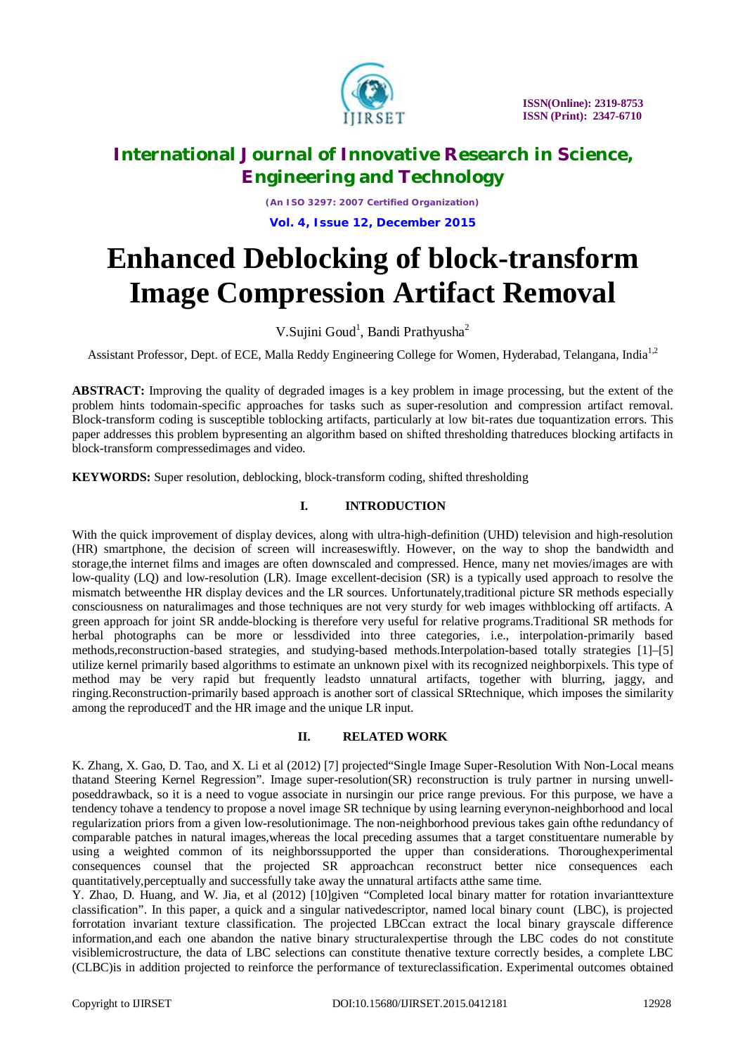# Enhanced Deblocking of block-transform Image Compression Artifact Removal

V.Sujini Goud[1], Bandi Prathyusha[2]

Assistant Professor, Dept. of ECE, Malla Reddy Engineering College for Women, Hyderabad, Telangana, India[1,2]

**ABSTRACT:** Improving the quality of degraded images is a key problem in image processing, but the extent of the problem hints todomain-specific approaches for tasks such as super-resolution and compression artifact removal. Block-transform coding is susceptible toblocking artifacts, particularly at low bit-rates due toquantization errors. This paper addresses this problem bypresenting an algorithm based on shifted thresholding thatreduces blocking artifacts in block-transform compressedimages and video.

**KEYWORDS:** Super resolution, deblocking, block-transform coding, shifted thresholding

## I. INTRODUCTION

With the quick improvement of display devices, along with ultra-high-definition (UHD) television and high-resolution (HR) smartphone, the decision of screen will increaseswiftly. However, on the way to shop the bandwidth and storage,the internet films and images are often downscaled and compressed. Hence, many net movies/images are with low-quality (LQ) and low-resolution (LR). Image excellent-decision (SR) is a typically used approach to resolve the mismatch betweenthe HR display devices and the LR sources. Unfortunately,traditional picture SR methods especially consciousness on naturalimages and those techniques are not very sturdy for web images withblocking off artifacts. A green approach for joint SR andde-blocking is therefore very useful for relative programs.Traditional SR methods for herbal photographs can be more or lessdivided into three categories, i.e., interpolation-primarily based methods,reconstruction-based strategies, and studying-based methods.Interpolation-based totally strategies [1]–[5] utilize kernel primarily based algorithms to estimate an unknown pixel with its recognized neighborpixels. This type of method may be very rapid but frequently leadsto unnatural artifacts, together with blurring, jaggy, and ringing.Reconstruction-primarily based approach is another sort of classical SRtechnique, which imposes the similarity among the reproducedT and the HR image and the unique LR input.

## II. RELATED WORK

K. Zhang, X. Gao, D. Tao, and X. Li et al (2012) [7] projected"Single Image Super-Resolution With Non-Local means thatand Steering Kernel Regression". Image super-resolution(SR) reconstruction is truly partner in nursing unwell-poseddrawback, so it is a need to vogue associate in nursingin our price range previous. For this purpose, we have a tendency tohave a tendency to propose a novel image SR technique by using learning everynon-neighborhood and local regularization priors from a given low-resolutionimage. The non-neighborhood previous takes gain ofthe redundancy of comparable patches in natural images,whereas the local preceding assumes that a target constituentare numerable by using a weighted common of its neighborssupported the upper than considerations. Thoroughexperimental consequences counsel that the projected SR approachcan reconstruct better nice consequences each quantitatively,perceptually and successfully take away the unnatural artifacts atthe same time.

Y. Zhao, D. Huang, and W. Jia, et al (2012) [10]given "Completed local binary matter for rotation invarianttexture classification". In this paper, a quick and a singular nativedescriptor, named local binary count (LBC), is projected forrotation invariant texture classification. The projected LBCcan extract the local binary grayscale difference information,and each one abandon the native binary structuralexpertise through the LBC codes do not constitute visiblemicrostructure, the data of LBC selections can constitute thenative texture correctly besides, a complete LBC (CLBC)is in addition projected to reinforce the performance of textureclassification. Experimental outcomes obtained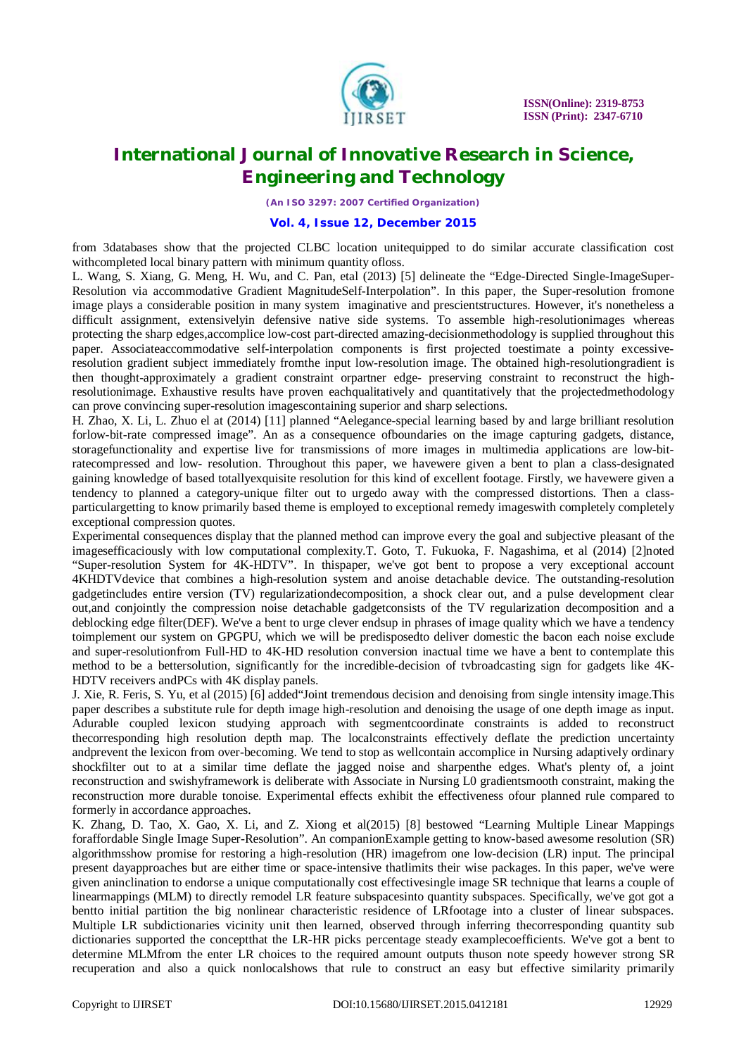from 3databases show that the projected CLBC location unitequipped to do similar accurate classification cost withcompleted local binary pattern with minimum quantity ofloss.

L. Wang, S. Xiang, G. Meng, H. Wu, and C. Pan, etal (2013) [5] delineate the "Edge-Directed Single-ImageSuper-Resolution via accommodative Gradient MagnitudeSelf-Interpolation". In this paper, the Super-resolution fromone image plays a considerable position in many system imaginative and prescientstructures. However, it's nonetheless a difficult assignment, extensivelyin defensive native side systems. To assemble high-resolutionimages whereas protecting the sharp edges,accomplice low-cost part-directed amazing-decisionmethodology is supplied throughout this paper. Associateaccommodative self-interpolation components is first projected toestimate a pointy excessive-resolution gradient subject immediately fromthe input low-resolution image. The obtained high-resolutiongradient is then thought-approximately a gradient constraint orpartner edge- preserving constraint to reconstruct the high-resolutionimage. Exhaustive results have proven eachqualitatively and quantitatively that the projectedmethodology can prove convincing super-resolution imagescontaining superior and sharp selections.

H. Zhao, X. Li, L. Zhuo el at (2014) [11] planned "Aelegance-special learning based by and large brilliant resolution forlow-bit-rate compressed image". An as a consequence ofboundaries on the image capturing gadgets, distance, storagefunctionality and expertise live for transmissions of more images in multimedia applications are low-bit-ratecompressed and low- resolution. Throughout this paper, we havewere given a bent to plan a class-designated gaining knowledge of based totallyexquisite resolution for this kind of excellent footage. Firstly, we havewere given a tendency to planned a category-unique filter out to urgedo away with the compressed distortions. Then a class-particulargetting to know primarily based theme is employed to exceptional remedy imageswith completely completely exceptional compression quotes.

Experimental consequences display that the planned method can improve every the goal and subjective pleasant of the imagesefficaciously with low computational complexity.T. Goto, T. Fukuoka, F. Nagashima, et al (2014) [2]noted "Super-resolution System for 4K-HDTV". In thispaper, we've got bent to propose a very exceptional account 4KHDTVdevice that combines a high-resolution system and anoise detachable device. The outstanding-resolution gadgetincludes entire version (TV) regularizationdecomposition, a shock clear out, and a pulse development clear out,and conjointly the compression noise detachable gadgetconsists of the TV regularization decomposition and a deblocking edge filter(DEF). We've a bent to urge clever endsup in phrases of image quality which we have a tendency toimplement our system on GPGPU, which we will be predisposedto deliver domestic the bacon each noise exclude and super-resolutionfrom Full-HD to 4K-HD resolution conversion inactual time we have a bent to contemplate this method to be a bettersolution, significantly for the incredible-decision of tvbroadcasting sign for gadgets like 4K-HDTV receivers andPCs with 4K display panels.

J. Xie, R. Feris, S. Yu, et al (2015) [6] added"Joint tremendous decision and denoising from single intensity image.This paper describes a substitute rule for depth image high-resolution and denoising the usage of one depth image as input. Adurable coupled lexicon studying approach with segmentcoordinate constraints is added to reconstruct thecorresponding high resolution depth map. The localconstraints effectively deflate the prediction uncertainty andprevent the lexicon from over-becoming. We tend to stop as wellcontain accomplice in Nursing adaptively ordinary shockfilter out to at a similar time deflate the jagged noise and sharpenthe edges. What's plenty of, a joint reconstruction and swishyframework is deliberate with Associate in Nursing L0 gradientsmooth constraint, making the reconstruction more durable tonoise. Experimental effects exhibit the effectiveness ofour planned rule compared to formerly in accordance approaches.

K. Zhang, D. Tao, X. Gao, X. Li, and Z. Xiong et al(2015) [8] bestowed "Learning Multiple Linear Mappings foraffordable Single Image Super-Resolution". An companionExample getting to know-based awesome resolution (SR) algorithmsshow promise for restoring a high-resolution (HR) imagefrom one low-decision (LR) input. The principal present dayapproaches but are either time or space-intensive thatlimits their wise packages. In this paper, we've were given aninclination to endorse a unique computationally cost effectivesingle image SR technique that learns a couple of linearmappings (MLM) to directly remodel LR feature subspacesinto quantity subspaces. Specifically, we've got got a bentto initial partition the big nonlinear characteristic residence of LRfootage into a cluster of linear subspaces. Multiple LR subdictionaries vicinity unit then learned, observed through inferring thecorresponding quantity sub dictionaries supported the conceptthat the LR-HR picks percentage steady examplecoefficients. We've got a bent to determine MLMfrom the enter LR choices to the required amount outputs thuson note speedy however strong SR recuperation and also a quick nonlocalshows that rule to construct an easy but effective similarity primarily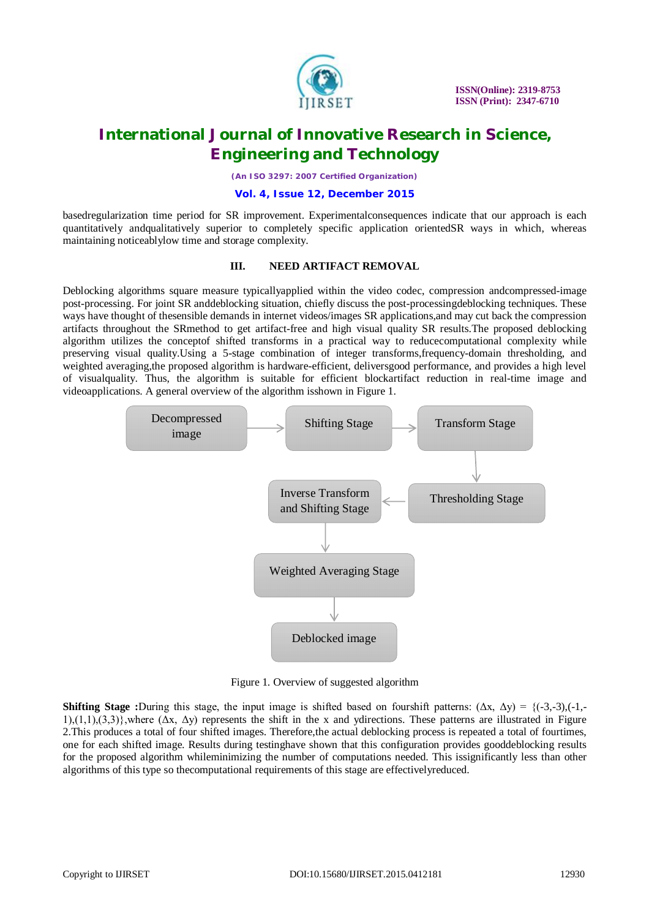basedregularization time period for SR improvement. Experimentalconsequences indicate that our approach is each quantitatively andqualitatively superior to completely specific application orientedSR ways in which, whereas maintaining noticeablylow time and storage complexity.

## III. NEED ARTIFACT REMOVAL

Deblocking algorithms square measure typicallyapplied within the video codec, compression andcompressed-image post-processing. For joint SR anddeblocking situation, chiefly discuss the post-processingdeblocking techniques. These ways have thought of thesensible demands in internet videos/images SR applications,and may cut back the compression artifacts throughout the SRmethod to get artifact-free and high visual quality SR results.The proposed deblocking algorithm utilizes the conceptof shifted transforms in a practical way to reducecomputational complexity while preserving visual quality.Using a 5-stage combination of integer transforms,frequency-domain thresholding, and weighted averaging,the proposed algorithm is hardware-efficient, deliversgood performance, and provides a high level of visualquality. Thus, the algorithm is suitable for efficient blockartifact reduction in real-time image and videoapplications. A general overview of the algorithm isshown in Figure 1.

Decompressed image → Shifting Stage → Transform Stage → Thresholding Stage → Inverse Transform and Shifting Stage → Weighted Averaging Stage → Deblocked image

Figure 1. Overview of suggested algorithm

**Shifting Stage :**During this stage, the input image is shifted based on fourshift patterns: $(\Delta x, \Delta y) = \{(-3,-3),(-1,-1),(1,1),(3,3)\}$,where $(\Delta x, \Delta y)$ represents the shift in the x and ydirections. These patterns are illustrated in Figure 2.This produces a total of four shifted images. Therefore,the actual deblocking process is repeated a total of fourtimes, one for each shifted image. Results during testinghave shown that this configuration provides gooddeblocking results for the proposed algorithm whileminimizing the number of computations needed. This issignificantly less than other algorithms of this type so thecomputational requirements of this stage are effectivelyreduced.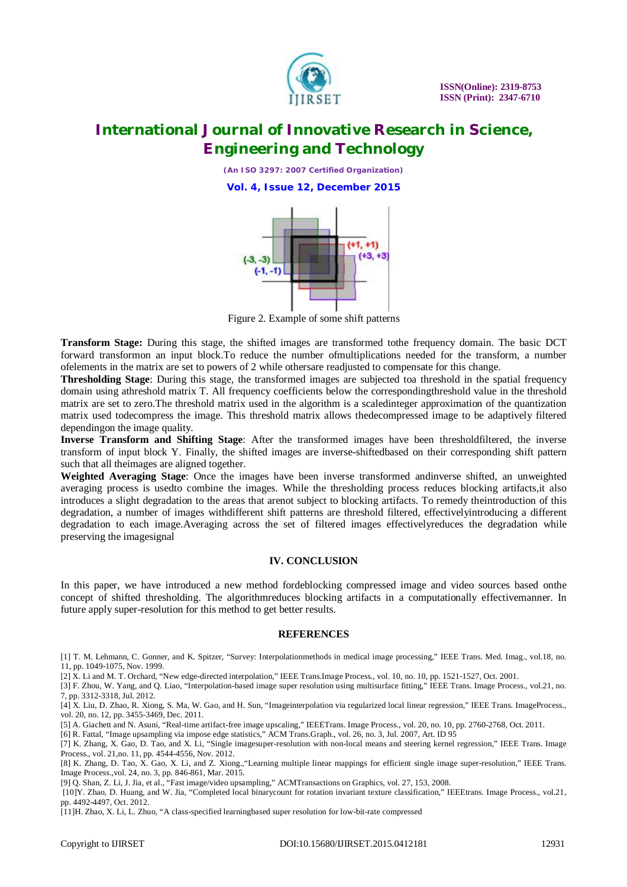Figure 2. Example of some shift patterns

**Transform Stage:** During this stage, the shifted images are transformed tothe frequency domain. The basic DCT forward transformon an input block.To reduce the number ofmultiplications needed for the transform, a number ofelements in the matrix are set to powers of 2 while othersare readjusted to compensate for this change.

**Thresholding Stage**: During this stage, the transformed images are subjected toa threshold in the spatial frequency domain using athreshold matrix T. All frequency coefficients below the correspondingthreshold value in the threshold matrix are set to zero.The threshold matrix used in the algorithm is a scaledinteger approximation of the quantization matrix used todecompress the image. This threshold matrix allows thedecompressed image to be adaptively filtered dependingon the image quality.

**Inverse Transform and Shifting Stage**: After the transformed images have been thresholdfiltered, the inverse transform of input block Y. Finally, the shifted images are inverse-shiftedbased on their corresponding shift pattern such that all theimages are aligned together.

**Weighted Averaging Stage**: Once the images have been inverse transformed andinverse shifted, an unweighted averaging process is usedto combine the images. While the thresholding process reduces blocking artifacts,it also introduces a slight degradation to the areas that arenot subject to blocking artifacts. To remedy theintroduction of this degradation, a number of images withdifferent shift patterns are threshold filtered, effectivelyintroducing a different degradation to each image.Averaging across the set of filtered images effectivelyreduces the degradation while preserving the imagesignal

## IV. CONCLUSION

In this paper, we have introduced a new method fordeblocking compressed image and video sources based onthe concept of shifted thresholding. The algorithmreduces blocking artifacts in a computationally effectivemanner. In future apply super-resolution for this method to get better results.

## REFERENCES

[1] T. M. Lehmann, C. Gonner, and K. Spitzer, "Survey: Interpolationmethods in medical image processing," IEEE Trans. Med. Imag., vol.18, no. 11, pp. 1049-1075, Nov. 1999.

[2] X. Li and M. T. Orchard, "New edge-directed interpolation," IEEE Trans.Image Process., vol. 10, no. 10, pp. 1521-1527, Oct. 2001.

[3] F. Zhou, W. Yang, and Q. Liao, "Interpolation-based image super resolution using multisurface fitting," IEEE Trans. Image Process., vol.21, no. 7, pp. 3312-3318, Jul. 2012.

[4] X. Liu, D. Zhao, R. Xiong, S. Ma, W. Gao, and H. Sun, "Imageinterpolation via regularized local linear regression," IEEE Trans. ImageProcess., vol. 20, no. 12, pp. 3455-3469, Dec. 2011.

[5] A. Giachett and N. Asuni, "Real-time artifact-free image upscaling," IEEETrans. Image Process., vol. 20, no. 10, pp. 2760-2768, Oct. 2011.

[6] R. Fattal, "Image upsampling via impose edge statistics," ACM Trans.Graph., vol. 26, no. 3, Jul. 2007, Art. ID 95

[7] K. Zhang, X. Gao, D. Tao, and X. Li, "Single imagesuper-resolution with non-local means and steering kernel regression," IEEE Trans. Image Process., vol. 21,no. 11, pp. 4544-4556, Nov. 2012.

[8] K. Zhang, D. Tao, X. Gao, X. Li, and Z. Xiong.,"Learning multiple linear mappings for efficient single image super-resolution," IEEE Trans. Image Process.,vol. 24, no. 3, pp. 846-861, Mar. 2015.

[9] Q. Shan, Z. Li, J. Jia, et al., "Fast image/video upsampling," ACMTransactions on Graphics, vol. 27, 153, 2008.

[10]Y. Zhao, D. Huang, and W. Jia, "Completed local binarycount for rotation invariant texture classification," IEEEtrans. Image Process., vol.21, pp. 4492-4497, Oct. 2012.

[11]H. Zhao, X. Li, L. Zhuo, "A class-specified learningbased super resolution for low-bit-rate compressed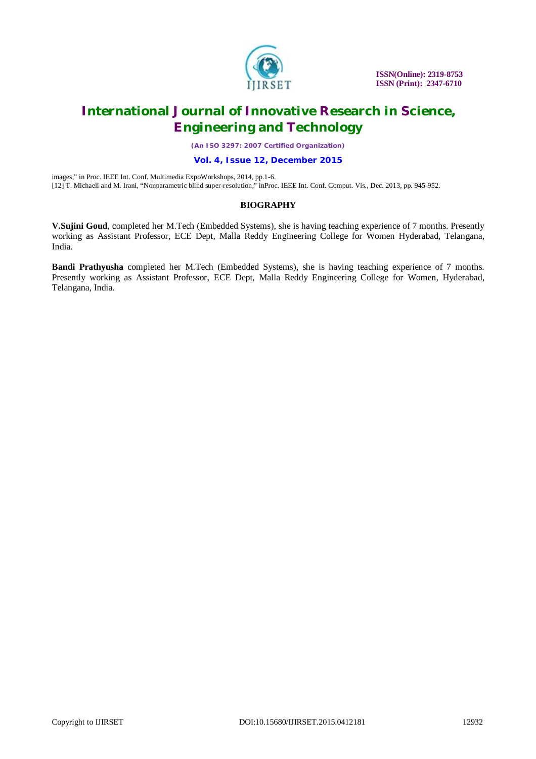images," in Proc. IEEE Int. Conf. Multimedia ExpoWorkshops, 2014, pp.1-6.

[12] T. Michaeli and M. Irani, "Nonparametric blind super-resolution," inProc. IEEE Int. Conf. Comput. Vis., Dec. 2013, pp. 945-952.

## BIOGRAPHY

**V.Sujini Goud**, completed her M.Tech (Embedded Systems), she is having teaching experience of 7 months. Presently working as Assistant Professor, ECE Dept, Malla Reddy Engineering College for Women Hyderabad, Telangana, India.

**Bandi Prathyusha** completed her M.Tech (Embedded Systems), she is having teaching experience of 7 months. Presently working as Assistant Professor, ECE Dept, Malla Reddy Engineering College for Women, Hyderabad, Telangana, India.